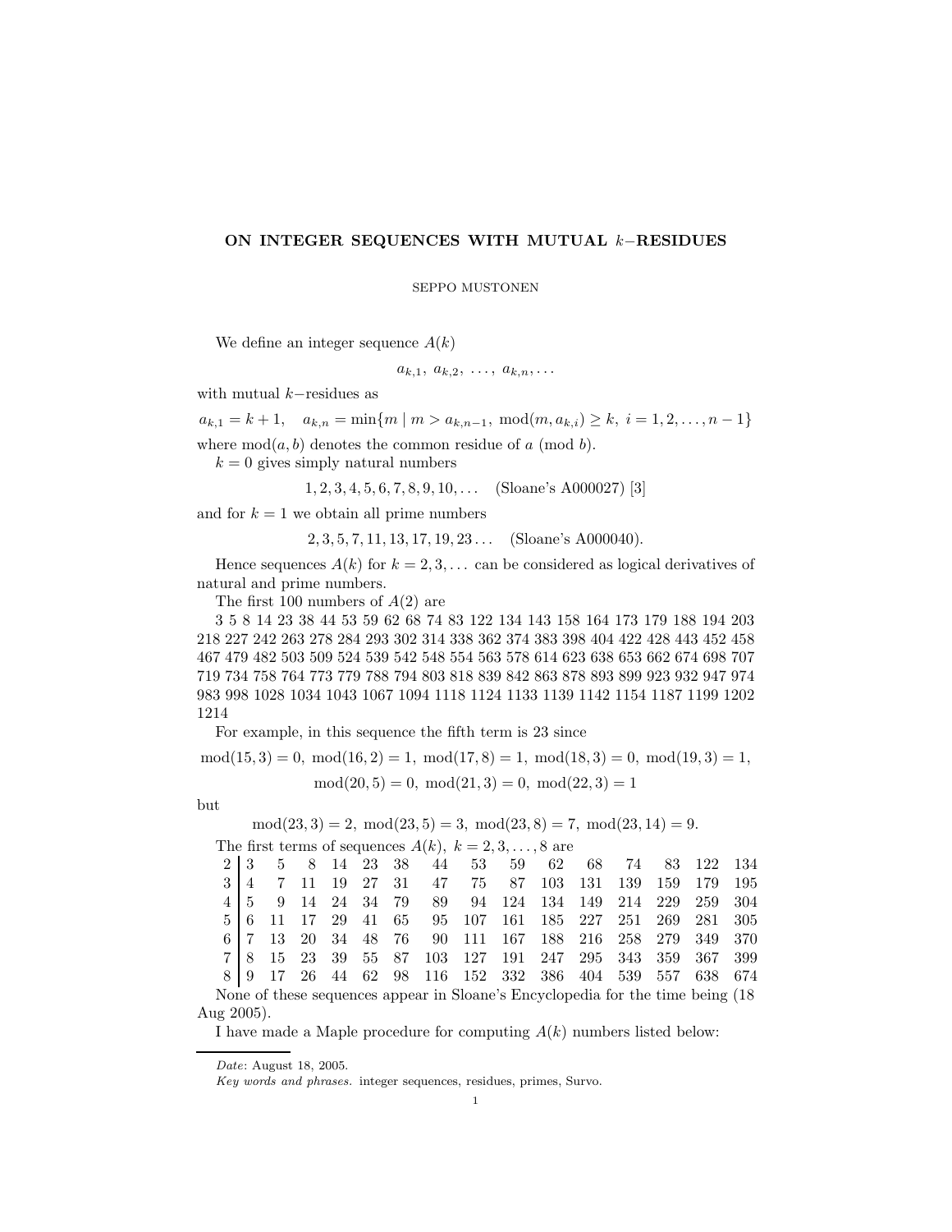# ON INTEGER SEQUENCES WITH MUTUAL $k$−RESIDUES

SEPPO MUSTONEN

We define an integer sequence $A(k)$

$$a_{k,1},\ a_{k,2},\ \ldots,\ a_{k,n},\ldots$$

with mutual $k$−residues as

$$a_{k,1} = k+1, \quad a_{k,n} = \min\{m \mid m > a_{k,n-1},\ \mathrm{mod}(m, a_{k,i}) \geq k,\ i = 1, 2, \ldots, n-1\}$$

where $\mathrm{mod}(a, b)$ denotes the common residue of $a \pmod b$.

$k = 0$ gives simply natural numbers

$$1, 2, 3, 4, 5, 6, 7, 8, 9, 10, \ldots \quad \text{(Sloane's A000027) [3]}$$

and for $k = 1$ we obtain all prime numbers

$$2, 3, 5, 7, 11, 13, 17, 19, 23 \ldots \quad \text{(Sloane's A000040).}$$

Hence sequences $A(k)$ for $k = 2, 3, \ldots$ can be considered as logical derivatives of natural and prime numbers.

The first 100 numbers of $A(2)$ are

3 5 8 14 23 38 44 53 59 62 68 74 83 122 134 143 158 164 173 179 188 194 203 218 227 242 263 278 284 293 302 314 338 362 374 383 398 404 422 428 443 452 458 467 479 482 503 509 524 539 542 548 554 563 578 614 623 638 653 662 674 698 707 719 734 758 764 773 779 788 794 803 818 839 842 863 878 893 899 923 932 947 974 983 998 1028 1034 1043 1067 1094 1118 1124 1133 1139 1142 1154 1187 1199 1202 1214

For example, in this sequence the fifth term is 23 since

$$\mathrm{mod}(15, 3) = 0,\ \mathrm{mod}(16, 2) = 1,\ \mathrm{mod}(17, 8) = 1,\ \mathrm{mod}(18, 3) = 0,\ \mathrm{mod}(19, 3) = 1,$$
$$\mathrm{mod}(20, 5) = 0,\ \mathrm{mod}(21, 3) = 0,\ \mathrm{mod}(22, 3) = 1$$

but

$$\mathrm{mod}(23, 3) = 2,\ \mathrm{mod}(23, 5) = 3,\ \mathrm{mod}(23, 8) = 7,\ \mathrm{mod}(23, 14) = 9.$$

The first terms of sequences $A(k),\ k = 2, 3, \ldots, 8$ are

| | | | | | | | | | | | | | | | |
|---|---|---|---|---|---|---|---|---|---|---|---|---|---|---|---|
| 2 | 3 | 5 | 8 | 14 | 23 | 38 | 44 | 53 | 59 | 62 | 68 | 74 | 83 | 122 | 134 |
| 3 | 4 | 7 | 11 | 19 | 27 | 31 | 47 | 75 | 87 | 103 | 131 | 139 | 159 | 179 | 195 |
| 4 | 5 | 9 | 14 | 24 | 34 | 79 | 89 | 94 | 124 | 134 | 149 | 214 | 229 | 259 | 304 |
| 5 | 6 | 11 | 17 | 29 | 41 | 65 | 95 | 107 | 161 | 185 | 227 | 251 | 269 | 281 | 305 |
| 6 | 7 | 13 | 20 | 34 | 48 | 76 | 90 | 111 | 167 | 188 | 216 | 258 | 279 | 349 | 370 |
| 7 | 8 | 15 | 23 | 39 | 55 | 87 | 103 | 127 | 191 | 247 | 295 | 343 | 359 | 367 | 399 |
| 8 | 9 | 17 | 26 | 44 | 62 | 98 | 116 | 152 | 332 | 386 | 404 | 539 | 557 | 638 | 674 |

None of these sequences appear in Sloane's Encyclopedia for the time being (18 Aug 2005).

I have made a Maple procedure for computing $A(k)$ numbers listed below:

---

*Date*: August 18, 2005.

*Key words and phrases.* integer sequences, residues, primes, Survo.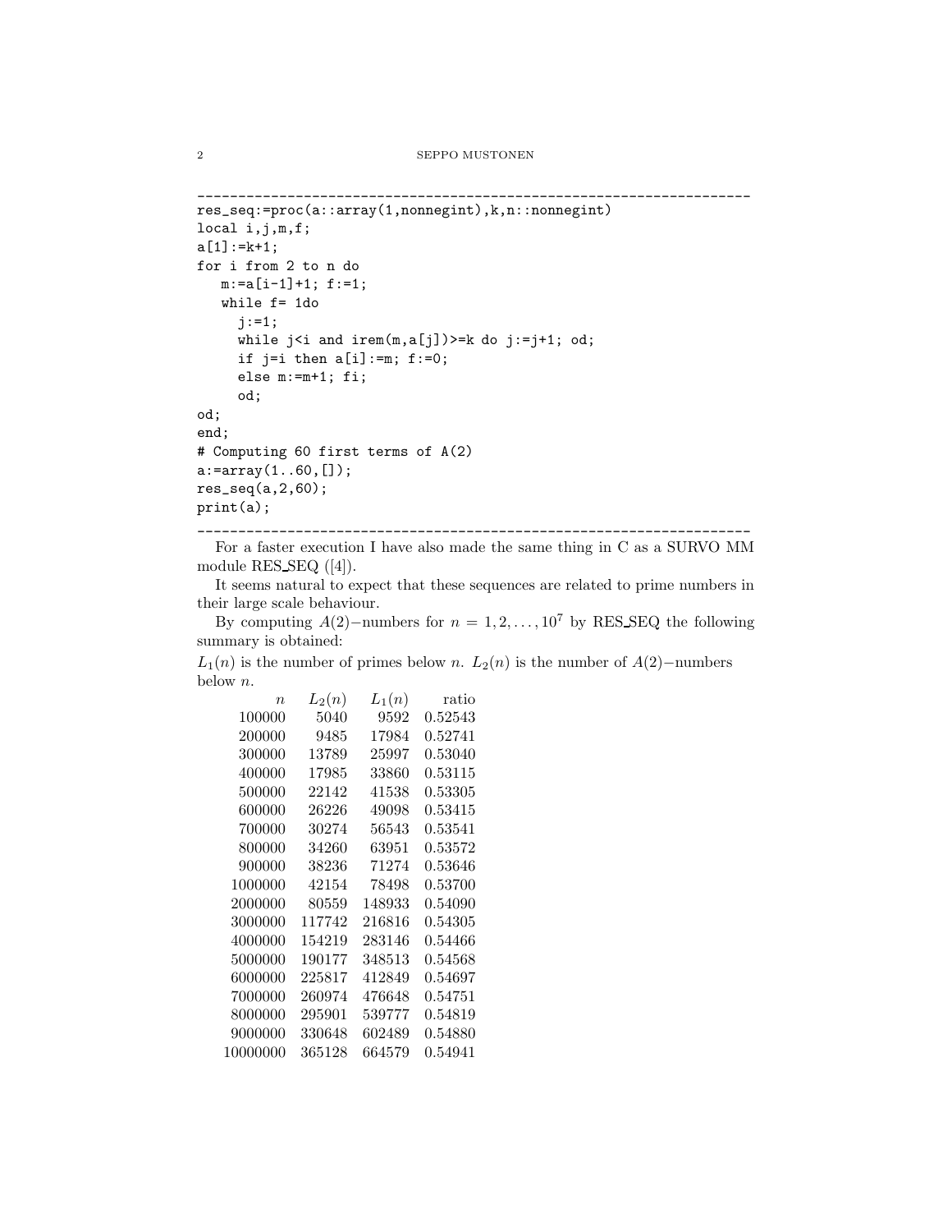```
res_seq:=proc(a::array(1,nonnegint),k,n::nonnegint)
local i,j,m,f;
a[1]:=k+1;
for i from 2 to n do
   m:=a[i-1]+1; f:=1;
   while f= 1do
     j:=1;
     while j<i and irem(m,a[j])>=k do j:=j+1; od;
     if j=i then a[i]:=m; f:=0;
     else m:=m+1; fi;
     od;
od;
end;
# Computing 60 first terms of A(2)
a:=array(1..60,[]);
res_seq(a,2,60);
print(a);
```

For a faster execution I have also made the same thing in C as a SURVO MM module RES_SEQ ([4]).

It seems natural to expect that these sequences are related to prime numbers in their large scale behaviour.

By computing $A(2)-$numbers for $n = 1, 2, \ldots, 10^7$ by RES_SEQ the following summary is obtained:

$L_1(n)$ is the number of primes below $n$. $L_2(n)$ is the number of $A(2)-$numbers below $n$.

| $n$ | $L_2(n)$ | $L_1(n)$ | ratio |
|---|---|---|---|
| 100000 | 5040 | 9592 | 0.52543 |
| 200000 | 9485 | 17984 | 0.52741 |
| 300000 | 13789 | 25997 | 0.53040 |
| 400000 | 17985 | 33860 | 0.53115 |
| 500000 | 22142 | 41538 | 0.53305 |
| 600000 | 26226 | 49098 | 0.53415 |
| 700000 | 30274 | 56543 | 0.53541 |
| 800000 | 34260 | 63951 | 0.53572 |
| 900000 | 38236 | 71274 | 0.53646 |
| 1000000 | 42154 | 78498 | 0.53700 |
| 2000000 | 80559 | 148933 | 0.54090 |
| 3000000 | 117742 | 216816 | 0.54305 |
| 4000000 | 154219 | 283146 | 0.54466 |
| 5000000 | 190177 | 348513 | 0.54568 |
| 6000000 | 225817 | 412849 | 0.54697 |
| 7000000 | 260974 | 476648 | 0.54751 |
| 8000000 | 295901 | 539777 | 0.54819 |
| 9000000 | 330648 | 602489 | 0.54880 |
| 10000000 | 365128 | 664579 | 0.54941 |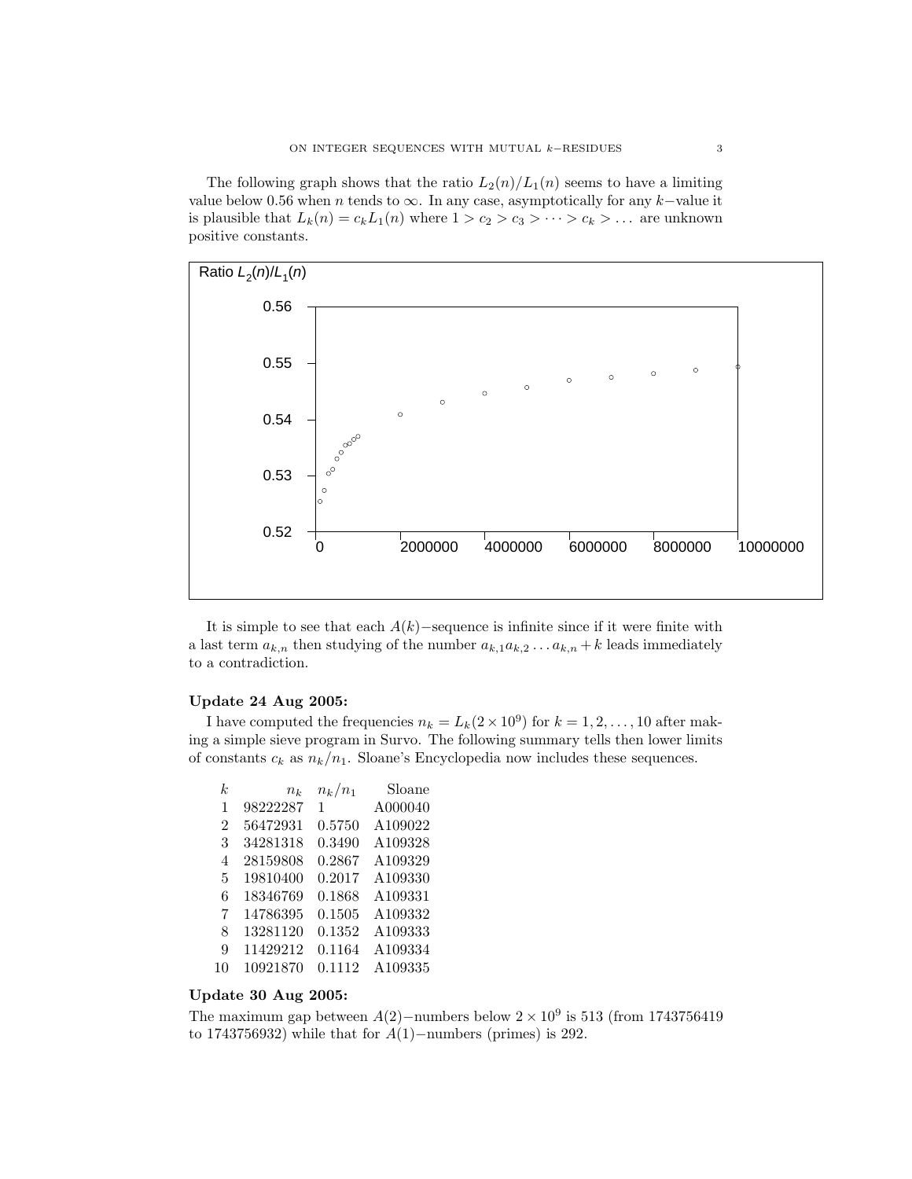The following graph shows that the ratio $L_2(n)/L_1(n)$ seems to have a limiting value below 0.56 when $n$ tends to $\infty$. In any case, asymptotically for any $k-$value it is plausible that $L_k(n) = c_k L_1(n)$ where $1 > c_2 > c_3 > \cdots > c_k > \ldots$ are unknown positive constants.

Ratio $L_2(n)/L_1(n)$

0.56
0.55
0.54
0.53
0.52

0
2000000
4000000
6000000
8000000
10000000

It is simple to see that each $A(k)-$sequence is infinite since if it were finite with a last term $a_{k,n}$ then studying of the number $a_{k,1}a_{k,2}\ldots a_{k,n} + k$ leads immediately to a contradiction.

**Update 24 Aug 2005:**

I have computed the frequencies $n_k = L_k(2 \times 10^9)$ for $k = 1, 2, \ldots, 10$ after making a simple sieve program in Survo. The following summary tells then lower limits of constants $c_k$ as $n_k/n_1$. Sloane's Encyclopedia now includes these sequences.

| $k$ | $n_k$ | $n_k/n_1$ | Sloane |
|---|---|---|---|
| 1 | 98222287 | 1 | A000040 |
| 2 | 56472931 | 0.5750 | A109022 |
| 3 | 34281318 | 0.3490 | A109328 |
| 4 | 28159808 | 0.2867 | A109329 |
| 5 | 19810400 | 0.2017 | A109330 |
| 6 | 18346769 | 0.1868 | A109331 |
| 7 | 14786395 | 0.1505 | A109332 |
| 8 | 13281120 | 0.1352 | A109333 |
| 9 | 11429212 | 0.1164 | A109334 |
| 10 | 10921870 | 0.1112 | A109335 |

**Update 30 Aug 2005:**

The maximum gap between $A(2)-$numbers below $2 \times 10^9$ is 513 (from 1743756419 to 1743756932) while that for $A(1)-$numbers (primes) is 292.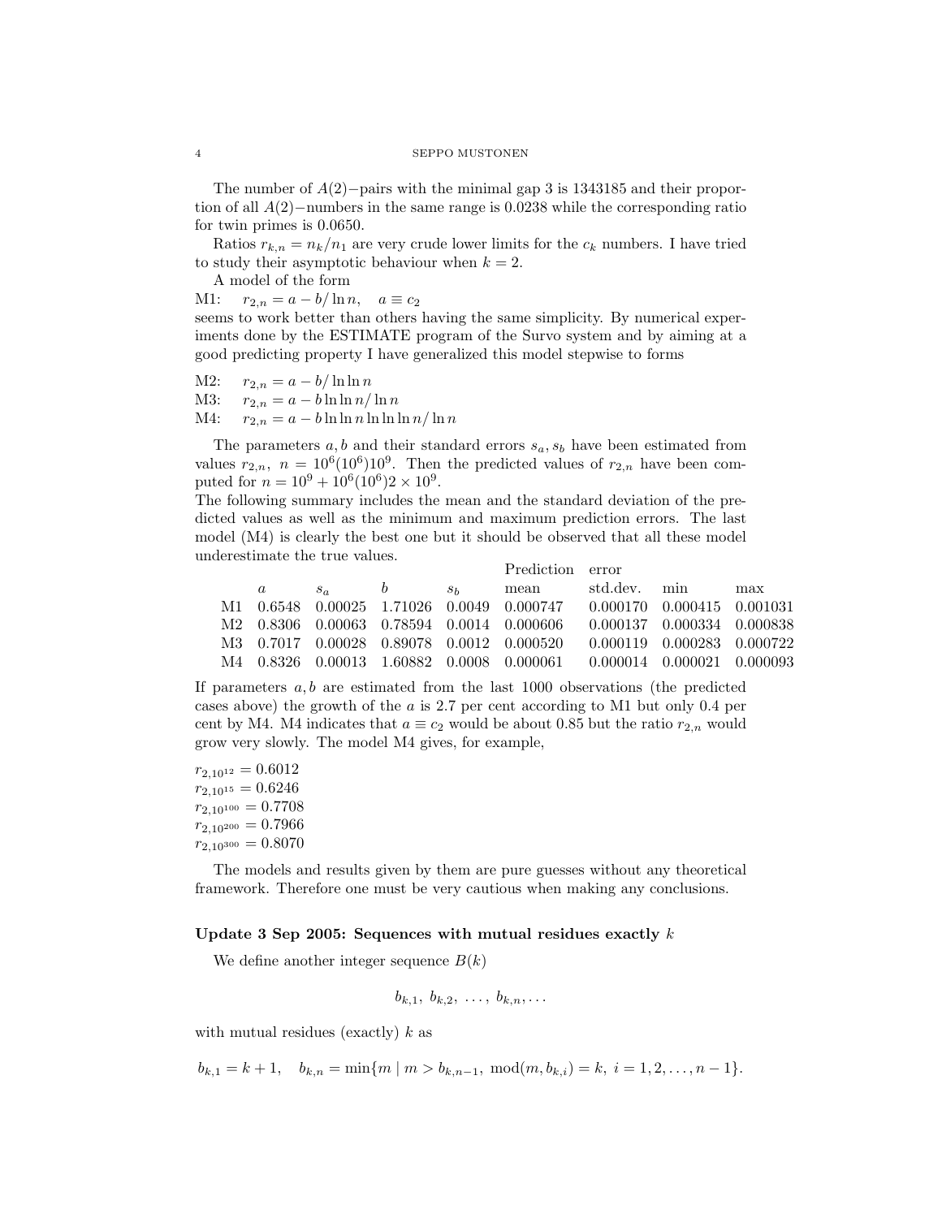The number of $A(2)-$pairs with the minimal gap 3 is 1343185 and their proportion of all $A(2)-$numbers in the same range is 0.0238 while the corresponding ratio for twin primes is 0.0650.

Ratios $r_{k,n} = n_k/n_1$ are very crude lower limits for the $c_k$ numbers. I have tried to study their asymptotic behaviour when $k = 2$.

A model of the form

M1: $\quad r_{2,n} = a - b/\ln n, \quad a \equiv c_2$

seems to work better than others having the same simplicity. By numerical experiments done by the ESTIMATE program of the Survo system and by aiming at a good predicting property I have generalized this model stepwise to forms

M2: $\quad r_{2,n} = a - b/\ln\ln n$

M3: $\quad r_{2,n} = a - b\ln\ln n/\ln n$

M4: $\quad r_{2,n} = a - b\ln\ln n\ln\ln\ln n/\ln n$

The parameters $a, b$ and their standard errors $s_a, s_b$ have been estimated from values $r_{2,n},\ n = 10^6(10^6)10^9$. Then the predicted values of $r_{2,n}$ have been computed for $n = 10^9 + 10^6(10^6)2 \times 10^9$.

The following summary includes the mean and the standard deviation of the predicted values as well as the minimum and maximum prediction errors. The last model (M4) is clearly the best one but it should be observed that all these model underestimate the true values.

| | | | | | Prediction | error | | |
|---|---|---|---|---|---|---|---|---|
| | $a$ | $s_a$ | $b$ | $s_b$ | mean | std.dev. | min | max |
| M1 | 0.6548 | 0.00025 | 1.71026 | 0.0049 | 0.000747 | 0.000170 | 0.000415 | 0.001031 |
| M2 | 0.8306 | 0.00063 | 0.78594 | 0.0014 | 0.000606 | 0.000137 | 0.000334 | 0.000838 |
| M3 | 0.7017 | 0.00028 | 0.89078 | 0.0012 | 0.000520 | 0.000119 | 0.000283 | 0.000722 |
| M4 | 0.8326 | 0.00013 | 1.60882 | 0.0008 | 0.000061 | 0.000014 | 0.000021 | 0.000093 |

If parameters $a, b$ are estimated from the last 1000 observations (the predicted cases above) the growth of the $a$ is 2.7 per cent according to M1 but only 0.4 per cent by M4. M4 indicates that $a \equiv c_2$ would be about 0.85 but the ratio $r_{2,n}$ would grow very slowly. The model M4 gives, for example,

$r_{2,10^{12}} = 0.6012$
$r_{2,10^{15}} = 0.6246$
$r_{2,10^{100}} = 0.7708$
$r_{2,10^{200}} = 0.7966$
$r_{2,10^{300}} = 0.8070$

The models and results given by them are pure guesses without any theoretical framework. Therefore one must be very cautious when making any conclusions.

### Update 3 Sep 2005: Sequences with mutual residues exactly $k$

We define another integer sequence $B(k)$

$$b_{k,1},\ b_{k,2},\ \ldots,\ b_{k,n},\ldots$$

with mutual residues (exactly) $k$ as

$$b_{k,1} = k+1, \quad b_{k,n} = \min\{m \mid m > b_{k,n-1},\ \mathrm{mod}(m, b_{k,i}) = k,\ i = 1, 2, \ldots, n-1\}.$$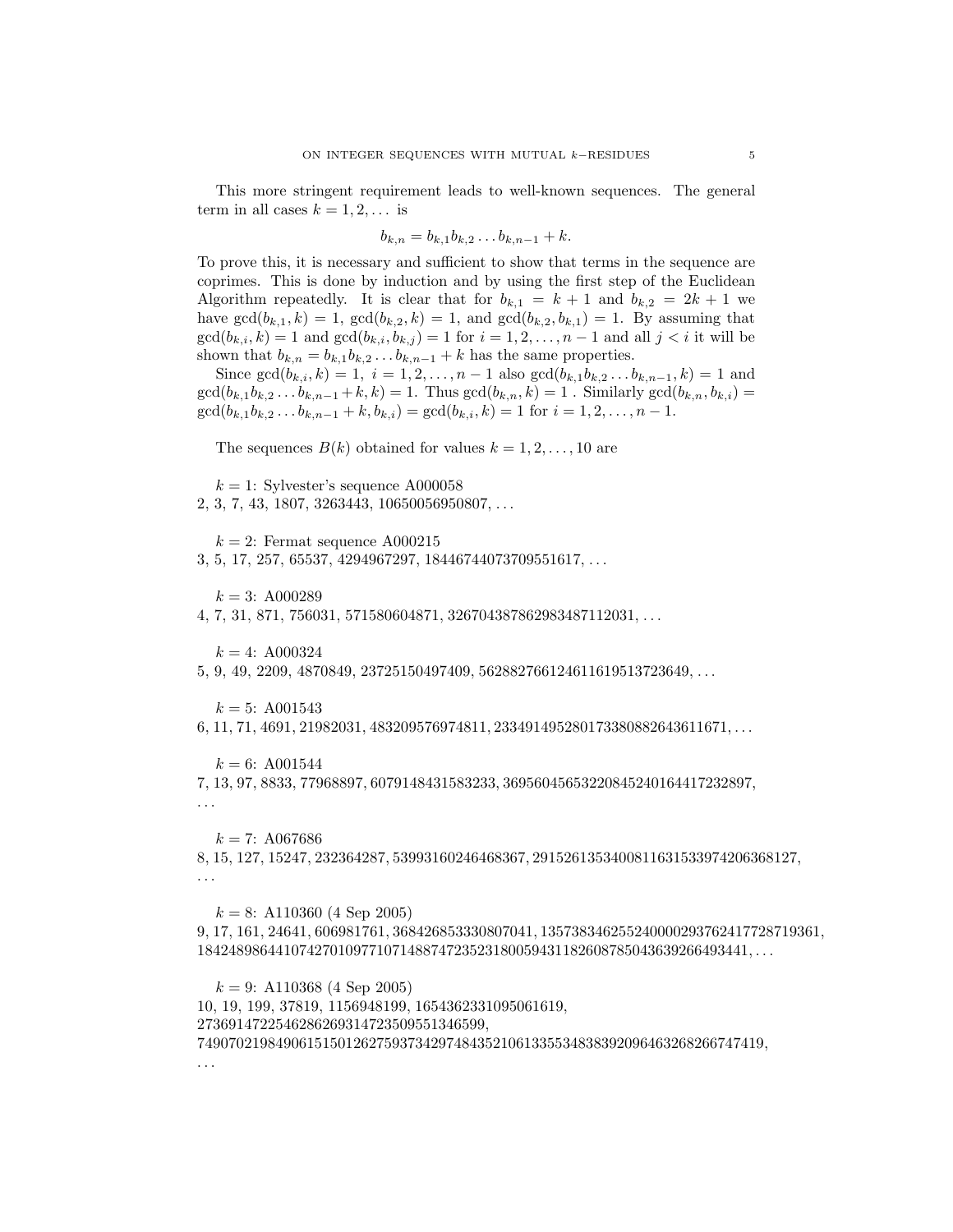This more stringent requirement leads to well-known sequences. The general term in all cases $k = 1, 2, \ldots$ is

$$b_{k,n} = b_{k,1}b_{k,2}\ldots b_{k,n-1} + k.$$

To prove this, it is necessary and sufficient to show that terms in the sequence are coprimes. This is done by induction and by using the first step of the Euclidean Algorithm repeatedly. It is clear that for $b_{k,1} = k + 1$ and $b_{k,2} = 2k + 1$ we have $\gcd(b_{k,1}, k) = 1$, $\gcd(b_{k,2}, k) = 1$, and $\gcd(b_{k,2}, b_{k,1}) = 1$. By assuming that $\gcd(b_{k,i}, k) = 1$ and $\gcd(b_{k,i}, b_{k,j}) = 1$ for $i = 1, 2, \ldots, n-1$ and all $j < i$ it will be shown that $b_{k,n} = b_{k,1}b_{k,2}\ldots b_{k,n-1} + k$ has the same properties.

Since $\gcd(b_{k,i}, k) = 1$, $i = 1, 2, \ldots, n-1$ also $\gcd(b_{k,1}b_{k,2}\ldots b_{k,n-1}, k) = 1$ and $\gcd(b_{k,1}b_{k,2}\ldots b_{k,n-1} + k, k) = 1$. Thus $\gcd(b_{k,n}, k) = 1$ . Similarly $\gcd(b_{k,n}, b_{k,i}) = \gcd(b_{k,1}b_{k,2}\ldots b_{k,n-1} + k, b_{k,i}) = \gcd(b_{k,i}, k) = 1$ for $i = 1, 2, \ldots, n-1$.

The sequences $B(k)$ obtained for values $k = 1, 2, \ldots, 10$ are

$k = 1$: Sylvester's sequence A000058
2, 3, 7, 43, 1807, 3263443, 10650056950807, ...

$k = 2$: Fermat sequence A000215
3, 5, 17, 257, 65537, 4294967297, 18446744073709551617, ...

$k = 3$: A000289
4, 7, 31, 871, 756031, 571580604871, 326704387862983487112031, ...

$k = 4$: A000324
5, 9, 49, 2209, 4870849, 23725150497409, 562882766124611619513723649, ...

$k = 5$: A001543
6, 11, 71, 4691, 21982031, 483209576974811, 233491495280173380882643611671, ...

$k = 6$: A001544
7, 13, 97, 8833, 77968897, 6079148431583233, 36956045653220845240164417232897, ...

$k = 7$: A067686
8, 15, 127, 15247, 232364287, 53993160246468367, 2915261353400811631533974206368127, ...

$k = 8$: A110360 (4 Sep 2005)
9, 17, 161, 24641, 606981761, 368426853330807041, 135738346255240000293762417728719361, 18424898644107427010977107148874723523180059431182608785043639266493441, ...

$k = 9$: A110368 (4 Sep 2005)
10, 19, 199, 37819, 1156948199, 1654362331095061619, 2736914722546286269314723509551346599, 7490702198490615150126275937342974843521061335534838392096463268266747419, ...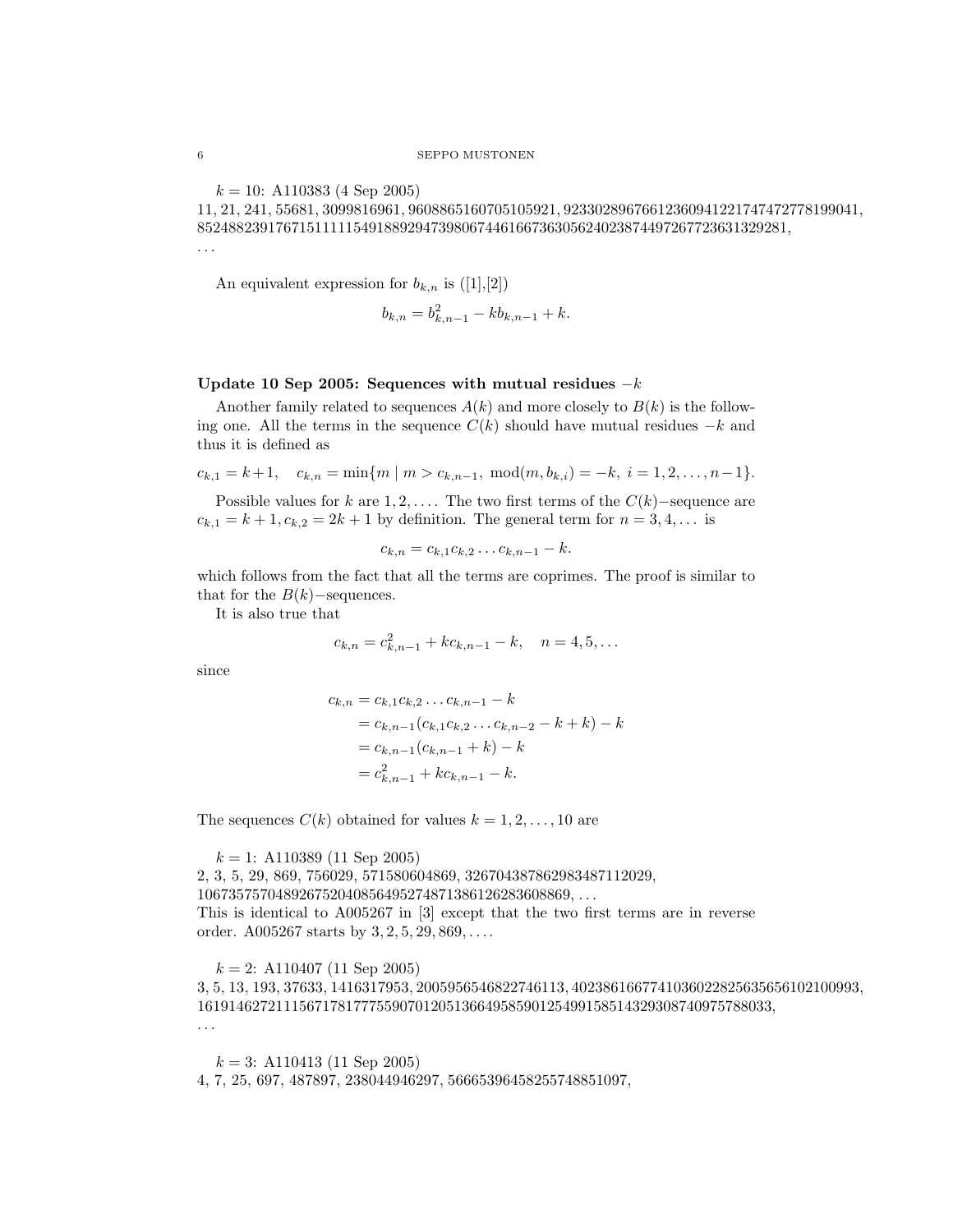$k = 10$: A110383 (4 Sep 2005)
11, 21, 241, 55681, 3099816961, 9608865160705105921, 92330289676612360941221747472778199041, 8524882391767151111154918892947398067446166736305624023874497267723631329281, ...

An equivalent expression for $b_{k,n}$ is ([1],[2])

$$b_{k,n} = b_{k,n-1}^2 - kb_{k,n-1} + k.$$

**Update 10 Sep 2005: Sequences with mutual residues $-k$**

Another family related to sequences $A(k)$ and more closely to $B(k)$ is the following one. All the terms in the sequence $C(k)$ should have mutual residues $-k$ and thus it is defined as

$$c_{k,1} = k+1, \quad c_{k,n} = \min\{m \mid m > c_{k,n-1},\ \mathrm{mod}(m, b_{k,i}) = -k,\ i = 1, 2, \ldots, n-1\}.$$

Possible values for $k$ are $1, 2, \ldots$. The two first terms of the $C(k)-$sequence are $c_{k,1} = k+1, c_{k,2} = 2k+1$ by definition. The general term for $n = 3, 4, \ldots$ is

$$c_{k,n} = c_{k,1}c_{k,2} \ldots c_{k,n-1} - k.$$

which follows from the fact that all the terms are coprimes. The proof is similar to that for the $B(k)-$sequences.

It is also true that

$$c_{k,n} = c_{k,n-1}^2 + kc_{k,n-1} - k, \quad n = 4, 5, \ldots$$

since

$$\begin{aligned} c_{k,n} &= c_{k,1}c_{k,2} \ldots c_{k,n-1} - k \\ &= c_{k,n-1}(c_{k,1}c_{k,2} \ldots c_{k,n-2} - k + k) - k \\ &= c_{k,n-1}(c_{k,n-1} + k) - k \\ &= c_{k,n-1}^2 + kc_{k,n-1} - k. \end{aligned}$$

The sequences $C(k)$ obtained for values $k = 1, 2, \ldots, 10$ are

$k = 1$: A110389 (11 Sep 2005)
2, 3, 5, 29, 869, 756029, 571580604869, 326704387862983487112029, 106735757048926752040856495274871386126283608869, ...
This is identical to A005267 in [3] except that the two first terms are in reverse order. A005267 starts by $3, 2, 5, 29, 869, \ldots$.

$k = 2$: A110407 (11 Sep 2005)
3, 5, 13, 193, 37633, 1416317953, 2005956546822746113, 4023861667741036022825635656102100993, 16191462721115671781777559070120513664958590125499158514329308740975788033, ...

$k = 3$: A110413 (11 Sep 2005)
4, 7, 25, 697, 487897, 238044946297, 56665396458255748851097,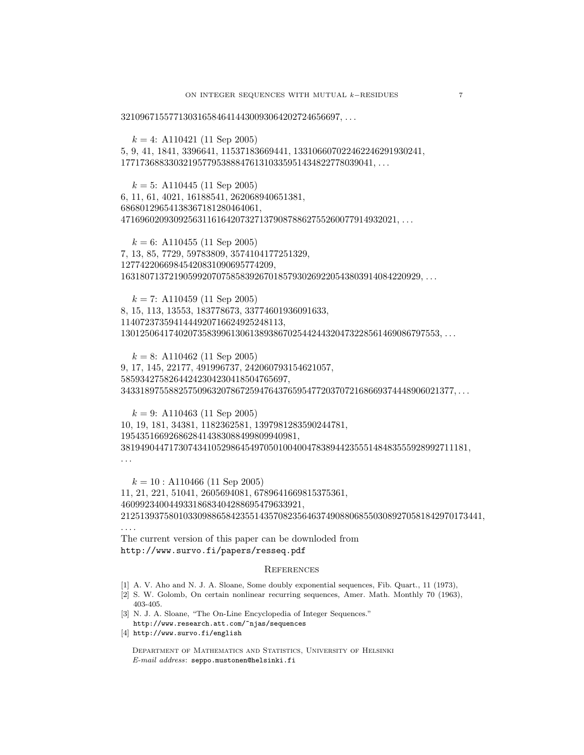3210967155771303165846414430093064202724656697, . . .

$k = 4$: A110421 (11 Sep 2005)
5, 9, 41, 1841, 3396641, 11537183669441, 133106607022462246291930241,
17717368833032195779538884761310335951434822778039041, . . .

$k = 5$: A110445 (11 Sep 2005)
6, 11, 61, 4021, 16188541, 262068940651381,
68680129654138367181280464061,
4716960209309256311616420732713790878862755260077914932021, . . .

$k = 6$: A110455 (11 Sep 2005)
7, 13, 85, 7729, 59783809, 3574104177251329,
12774220669845420831090695774209,
163180713721905992070758583926701857930269220543803914084220929, . . .

$k = 7$: A110459 (11 Sep 2005)
8, 15, 113, 13553, 183778673, 33774601936091633,
1140723735941444920716624925248113,
1301250641740207358399613061389386702544244320473228561469086797553, . . .

$k = 8$: A110462 (11 Sep 2005)
9, 17, 145, 22177, 491996737, 242060793154621057,
58593427582644242304230418504765697,
3433189755882575096320786725947643765954772037072168669374448906021377, . . .

$k = 9$: A110463 (11 Sep 2005)
10, 19, 181, 34381, 1182362581, 1397981283590244781,
1954351669268628414383088499809940981,
3819490447173074341052986454970501004004783894423555148483555928992711181,
. . .

$k = 10$ : A110466 (11 Sep 2005)
11, 21, 221, 51041, 2605694081, 6789641669815375361,
46099234004493318683404288695479633921,
2125139375801033098865842355143570823564637490880685503089270581842970173441,
. . . .

The current version of this paper can be downloded from
http://www.survo.fi/papers/resseq.pdf

## References

[1] A. V. Aho and N. J. A. Sloane, Some doubly exponential sequences, Fib. Quart., 11 (1973),

[2] S. W. Golomb, On certain nonlinear recurring sequences, Amer. Math. Monthly 70 (1963), 403-405.

[3] N. J. A. Sloane, "The On-Line Encyclopedia of Integer Sequences."
http://www.research.att.com/~njas/sequences

[4] http://www.survo.fi/english

Department of Mathematics and Statistics, University of Helsinki
*E-mail address*: seppo.mustonen@helsinki.fi